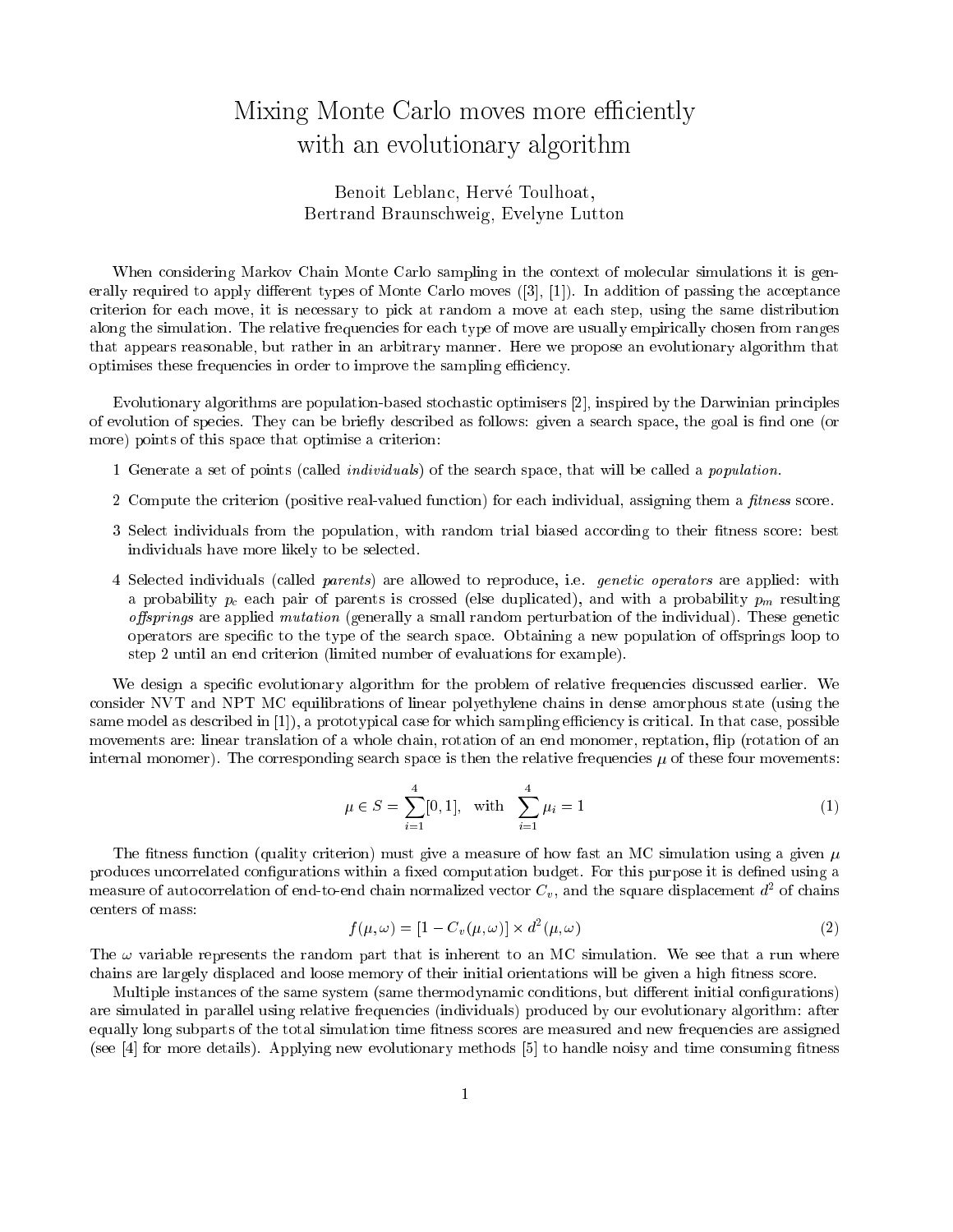# Mixing Monte Carlo moves more efficiently with an evolutionary algorithm

Benoit Leblanc, Hervé Toulhoat,
Bertrand Braunschweig, Evelyne Lutton

When considering Markov Chain Monte Carlo sampling in the context of molecular simulations it is generally required to apply different types of Monte Carlo moves ([3], [1]). In addition of passing the acceptance criterion for each move, it is necessary to pick at random a move at each step, using the same distribution along the simulation. The relative frequencies for each type of move are usually empirically chosen from ranges that appears reasonable, but rather in an arbitrary manner. Here we propose an evolutionary algorithm that optimises these frequencies in order to improve the sampling efficiency.

Evolutionary algorithms are population-based stochastic optimisers [2], inspired by the Darwinian principles of evolution of species. They can be briefly described as follows: given a search space, the goal is find one (or more) points of this space that optimise a criterion:

1 Generate a set of points (called *individuals*) of the search space, that will be called a *population*.

2 Compute the criterion (positive real-valued function) for each individual, assigning them a *fitness* score.

3 Select individuals from the population, with random trial biased according to their fitness score: best individuals have more likely to be selected.

4 Selected individuals (called *parents*) are allowed to reproduce, i.e. *genetic operators* are applied: with a probability $p_c$ each pair of parents is crossed (else duplicated), and with a probability $p_m$ resulting *offsprings* are applied *mutation* (generally a small random perturbation of the individual). These genetic operators are specific to the type of the search space. Obtaining a new population of offsprings loop to step 2 until an end criterion (limited number of evaluations for example).

We design a specific evolutionary algorithm for the problem of relative frequencies discussed earlier. We consider NVT and NPT MC equilibrations of linear polyethylene chains in dense amorphous state (using the same model as described in [1]), a prototypical case for which sampling efficiency is critical. In that case, possible movements are: linear translation of a whole chain, rotation of an end monomer, reptation, flip (rotation of an internal monomer). The corresponding search space is then the relative frequencies $\mu$ of these four movements:

$$\mu \in S = \sum_{i=1}^{4} [0, 1], \quad \text{with} \quad \sum_{i=1}^{4} \mu_i = 1 \tag{1}$$

The fitness function (quality criterion) must give a measure of how fast an MC simulation using a given $\mu$ produces uncorrelated configurations within a fixed computation budget. For this purpose it is defined using a measure of autocorrelation of end-to-end chain normalized vector $C_v$, and the square displacement $d^2$ of chains centers of mass:

$$f(\mu, \omega) = [1 - C_v(\mu, \omega)] \times d^2(\mu, \omega) \tag{2}$$

The $\omega$ variable represents the random part that is inherent to an MC simulation. We see that a run where chains are largely displaced and loose memory of their initial orientations will be given a high fitness score.

Multiple instances of the same system (same thermodynamic conditions, but different initial configurations) are simulated in parallel using relative frequencies (individuals) produced by our evolutionary algorithm: after equally long subparts of the total simulation time fitness scores are measured and new frequencies are assigned (see [4] for more details). Applying new evolutionary methods [5] to handle noisy and time consuming fitness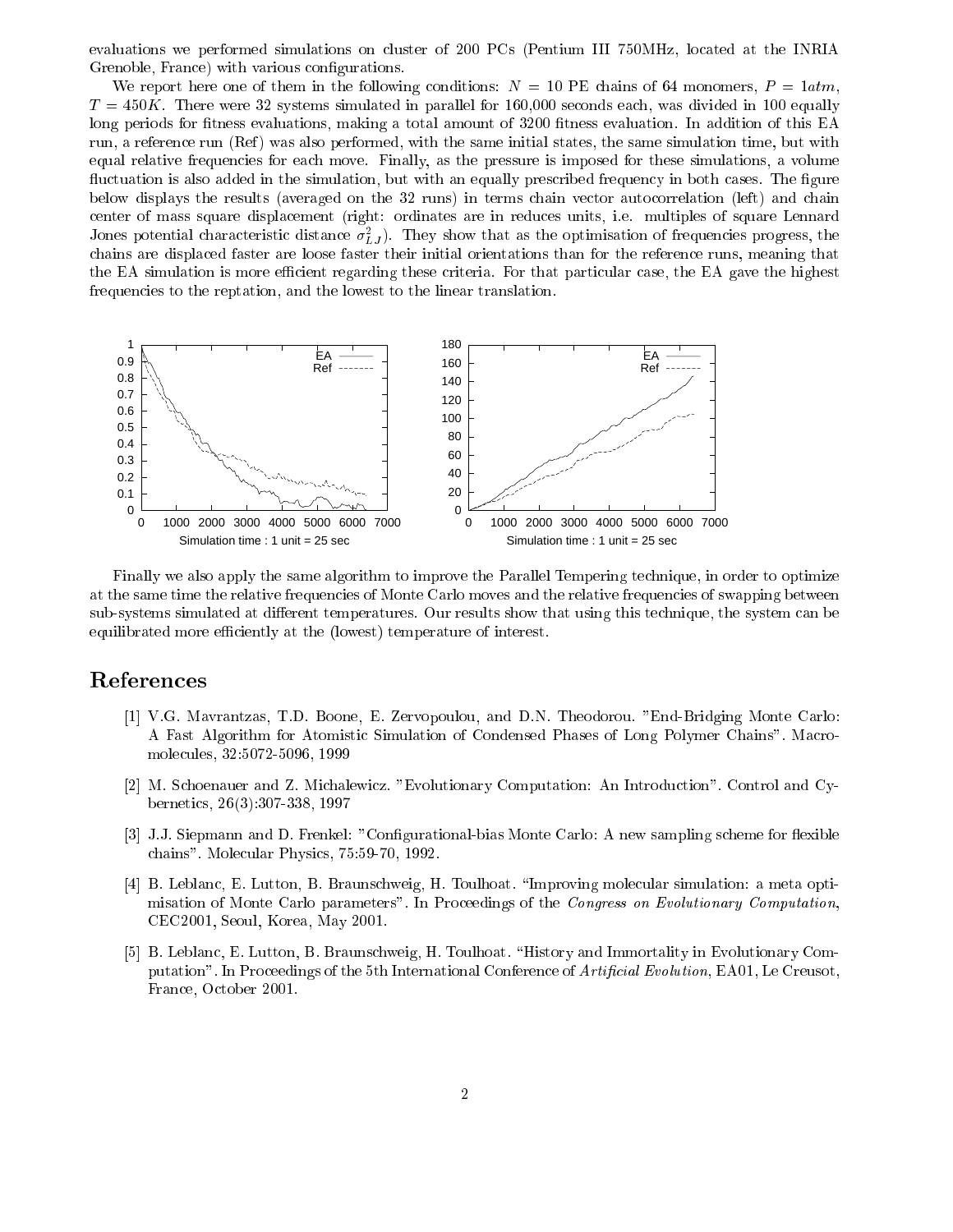evaluations we performed simulations on cluster of 200 PCs (Pentium III 750MHz, located at the INRIA Grenoble, France) with various configurations.

We report here one of them in the following conditions: $N = 10$ PE chains of 64 monomers, $P = 1atm$, $T = 450K$. There were 32 systems simulated in parallel for 160,000 seconds each, was divided in 100 equally long periods for fitness evaluations, making a total amount of 3200 fitness evaluation. In addition of this EA run, a reference run (Ref) was also performed, with the same initial states, the same simulation time, but with equal relative frequencies for each move. Finally, as the pressure is imposed for these simulations, a volume fluctuation is also added in the simulation, but with an equally prescribed frequency in both cases. The figure below displays the results (averaged on the 32 runs) in terms chain vector autocorrelation (left) and chain center of mass square displacement (right: ordinates are in reduces units, i.e. multiples of square Lennard Jones potential characteristic distance $\sigma_{LJ}^2$). They show that as the optimisation of frequencies progress, the chains are displaced faster are loose faster their initial orientations than for the reference runs, meaning that the EA simulation is more efficient regarding these criteria. For that particular case, the EA gave the highest frequencies to the reptation, and the lowest to the linear translation.

1
0.9
0.8
0.7
0.6
0.5
0.4
0.3
0.2
0.1
0
0 1000 2000 3000 4000 5000 6000 7000
EA
Ref
Simulation time : 1 unit = 25 sec

180
160
140
120
100
80
60
40
20
0
0 1000 2000 3000 4000 5000 6000 7000
EA
Ref
Simulation time : 1 unit = 25 sec

Finally we also apply the same algorithm to improve the Parallel Tempering technique, in order to optimize at the same time the relative frequencies of Monte Carlo moves and the relative frequencies of swapping between sub-systems simulated at different temperatures. Our results show that using this technique, the system can be equilibrated more efficiently at the (lowest) temperature of interest.

## References

[1] V.G. Mavrantzas, T.D. Boone, E. Zervopoulou, and D.N. Theodorou. "End-Bridging Monte Carlo: A Fast Algorithm for Atomistic Simulation of Condensed Phases of Long Polymer Chains". Macromolecules, 32:5072-5096, 1999

[2] M. Schoenauer and Z. Michalewicz. "Evolutionary Computation: An Introduction". Control and Cybernetics, 26(3):307-338, 1997

[3] J.J. Siepmann and D. Frenkel: "Configurational-bias Monte Carlo: A new sampling scheme for flexible chains". Molecular Physics, 75:59-70, 1992.

[4] B. Leblanc, E. Lutton, B. Braunschweig, H. Toulhoat. "Improving molecular simulation: a meta optimisation of Monte Carlo parameters". In Proceedings of the *Congress on Evolutionary Computation*, CEC2001, Seoul, Korea, May 2001.

[5] B. Leblanc, E. Lutton, B. Braunschweig, H. Toulhoat. "History and Immortality in Evolutionary Computation". In Proceedings of the 5th International Conference of *Artificial Evolution*, EA01, Le Creusot, France, October 2001.